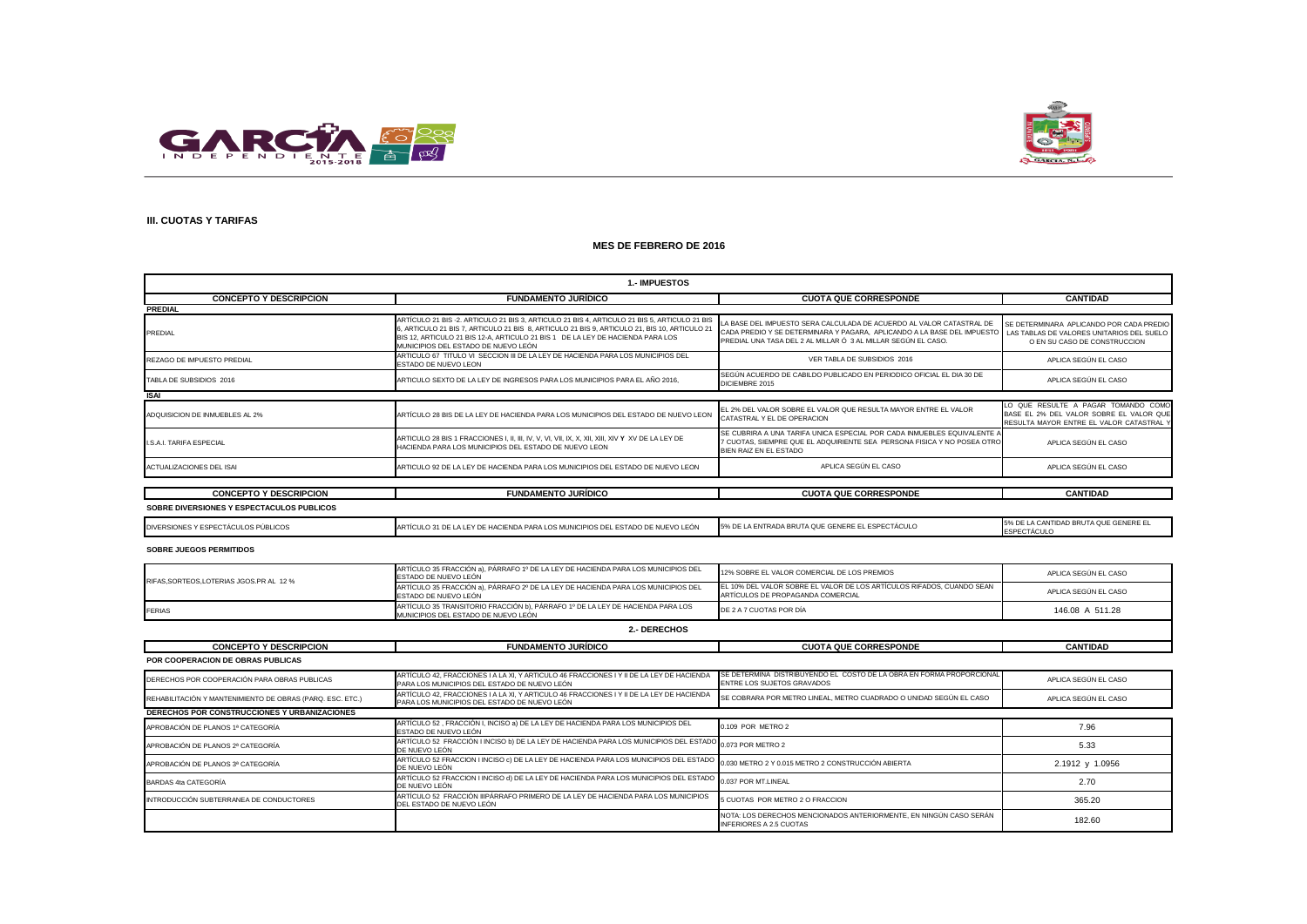## III. CUOTAS Y TARIFAS

### MES DE FEBRERO DE 2016

| 1.- IMPUESTOS | | | |
|---|---|---|---|
| **CONCEPTO Y DESCRIPCION** | **FUNDAMENTO JURÍDICO** | **CUOTA QUE CORRESPONDE** | **CANTIDAD** |
| **PREDIAL** | | | |
| PREDIAL | ARTÍCULO 21 BIS -2. ARTICULO 21 BIS 3, ARTICULO 21 BIS 4, ARTICULO 21 BIS 5, ARTICULO 21 BIS 6, ARTICULO 21 BIS 7, ARTICULO 21 BIS 8, ARTICULO 21 BIS 9, ARTICULO 21, BIS 10, ARTICULO 21 BIS 12, ARTICULO 21 BIS 12-A, ARTICULO 21 BIS 1 DE LA LEY DE HACIENDA PARA LOS MUNICIPIOS DEL ESTADO DE NUEVO LEÓN | LA BASE DEL IMPUESTO SERA CALCULADA DE ACUERDO AL VALOR CATASTRAL DE CADA PREDIO Y SE DETERMINARA Y PAGARA, APLICANDO A LA BASE DEL IMPUESTO PREDIAL UNA TASA DEL 2 AL MILLAR Ó 3 AL MILLAR SEGÚN EL CASO. | SE DETERMINARA APLICANDO POR CADA PREDIO LAS TABLAS DE VALORES UNITARIOS DEL SUELO O EN SU CASO DE CONSTRUCCION |
| REZAGO DE IMPUESTO PREDIAL | ARTICULO 67 TITULO VI SECCION III DE LA LEY DE HACIENDA PARA LOS MUNICIPIOS DEL ESTADO DE NUEVO LEON | VER TABLA DE SUBSIDIOS 2016 | APLICA SEGÚN EL CASO |
| TABLA DE SUBSIDIOS 2016 | ARTICULO SEXTO DE LA LEY DE INGRESOS PARA LOS MUNICIPIOS PARA EL AÑO 2016, | SEGÚN ACUERDO DE CABILDO PUBLICADO EN PERIODICO OFICIAL EL DIA 30 DE DICIEMBRE 2015 | APLICA SEGÚN EL CASO |
| **ISAI** | | | |
| ADQUISICION DE INMUEBLES AL 2% | ARTÍCULO 28 BIS DE LA LEY DE HACIENDA PARA LOS MUNICIPIOS DEL ESTADO DE NUEVO LEON | EL 2% DEL VALOR SOBRE EL VALOR QUE RESULTA MAYOR ENTRE EL VALOR CATASTRAL Y EL DE OPERACION | LO QUE RESULTE A PAGAR TOMANDO COMO BASE EL 2% DEL VALOR SOBRE EL VALOR QUE RESULTA MAYOR ENTRE EL VALOR CATASTRAL Y |
| I.S.A.I. TARIFA ESPECIAL | ARTICULO 28 BIS 1 FRACCIONES I, II, III, IV, V, VI, VII, IX, X, XII, XIII, XIV Y XV DE LA LEY DE HACIENDA PARA LOS MUNICIPIOS DEL ESTADO DE NUEVO LEON | SE CUBRIRA A UNA TARIFA UNICA ESPECIAL POR CADA INMUEBLES EQUIVALENTE A 7 CUOTAS, SIEMPRE QUE EL ADQUIRIENTE SEA PERSONA FISICA Y NO POSEA OTRO BIEN RAIZ EN EL ESTADO | APLICA SEGÚN EL CASO |
| ACTUALIZACIONES DEL ISAI | ARTICULO 92 DE LA LEY DE HACIENDA PARA LOS MUNICIPIOS DEL ESTADO DE NUEVO LEON | APLICA SEGÚN EL CASO | APLICA SEGÚN EL CASO |

| **CONCEPTO Y DESCRIPCION** | **FUNDAMENTO JURÍDICO** | **CUOTA QUE CORRESPONDE** | **CANTIDAD** |
|---|---|---|---|
| **SOBRE DIVERSIONES Y ESPECTACULOS PUBLICOS** | | | |
| DIVERSIONES Y ESPECTÁCULOS PÚBLICOS | ARTÍCULO 31 DE LA LEY DE HACIENDA PARA LOS MUNICIPIOS DEL ESTADO DE NUEVO LEÓN | 5% DE LA ENTRADA BRUTA QUE GENERE EL ESPECTÁCULO | 5% DE LA CANTIDAD BRUTA QUE GENERE EL ESPECTÁCULO |
| **SOBRE JUEGOS PERMITIDOS** | | | |
| RIFAS,SORTEOS,LOTERIAS JGOS.PR AL 12 % | ARTÍCULO 35 FRACCIÓN a), PÁRRAFO 1º DE LA LEY DE HACIENDA PARA LOS MUNICIPIOS DEL ESTADO DE NUEVO LEÓN | 12% SOBRE EL VALOR COMERCIAL DE LOS PREMIOS | APLICA SEGÚN EL CASO |
| | ARTÍCULO 35 FRACCIÓN a), PÁRRAFO 2º DE LA LEY DE HACIENDA PARA LOS MUNICIPIOS DEL ESTADO DE NUEVO LEÓN | EL 10% DEL VALOR SOBRE EL VALOR DE LOS ARTÍCULOS RIFADOS, CUANDO SEAN ARTÍCULOS DE PROPAGANDA COMERCIAL | APLICA SEGÚN EL CASO |
| FERIAS | ARTÍCULO 35 TRANSITORIO FRACCIÓN b), PÁRRAFO 1º DE LA LEY DE HACIENDA PARA LOS MUNICIPIOS DEL ESTADO DE NUEVO LEÓN | DE 2 A 7 CUOTAS POR DÍA | 146.08 A 511.28 |

| 2.- DERECHOS | | | |
|---|---|---|---|
| **CONCEPTO Y DESCRIPCION** | **FUNDAMENTO JURÍDICO** | **CUOTA QUE CORRESPONDE** | **CANTIDAD** |
| **POR COOPERACION DE OBRAS PUBLICAS** | | | |
| DERECHOS POR COOPERACIÓN PARA OBRAS PUBLICAS | ARTÍCULO 42, FRACCIONES I A LA XI, Y ARTICULO 46 FRACCIONES I Y II DE LA LEY DE HACIENDA PARA LOS MUNICIPIOS DEL ESTADO DE NUEVO LEÓN | SE DETERMINA DISTRIBUYENDO EL COSTO DE LA OBRA EN FORMA PROPORCIONAL ENTRE LOS SUJETOS GRAVADOS | APLICA SEGÚN EL CASO |
| REHABILITACIÓN Y MANTENIMIENTO DE OBRAS (PARQ. ESC. ETC.) | ARTÍCULO 42, FRACCIONES I A LA XI, Y ARTICULO 46 FRACCIONES I Y II DE LA LEY DE HACIENDA PARA LOS MUNICIPIOS DEL ESTADO DE NUEVO LEÓN | SE COBRARA POR METRO LINEAL, METRO CUADRADO O UNIDAD SEGÚN EL CASO | APLICA SEGÚN EL CASO |
| **DERECHOS POR CONSTRUCCIONES Y URBANIZACIONES** | | | |
| APROBACIÓN DE PLANOS 1ª CATEGORÍA | ARTÍCULO 52 , FRACCIÓN I, INCISO a) DE LA LEY DE HACIENDA PARA LOS MUNICIPIOS DEL ESTADO DE NUEVO LEÓN | 0.109 POR METRO 2 | 7.96 |
| APROBACIÓN DE PLANOS 2ª CATEGORÍA | ARTÍCULO 52 FRACCIÓN I INCISO b) DE LA LEY DE HACIENDA PARA LOS MUNICIPIOS DEL ESTADO DE NUEVO LEÓN | 0.073 POR METRO 2 | 5.33 |
| APROBACIÓN DE PLANOS 3ª CATEGORÍA | ARTÍCULO 52 FRACCION I INCISO c) DE LA LEY DE HACIENDA PARA LOS MUNICIPIOS DEL ESTADO DE NUEVO LEÓN | 0.030 METRO 2 Y 0.015 METRO 2 CONSTRUCCIÓN ABIERTA | 2.1912 y 1.0956 |
| BARDAS 4ta CATEGORÍA | ARTÍCULO 52 FRACCION I INCISO d) DE LA LEY DE HACIENDA PARA LOS MUNICIPIOS DEL ESTADO DE NUEVO LEÓN | 0.037 POR MT.LINEAL | 2.70 |
| INTRODUCCIÓN SUBTERRANEA DE CONDUCTORES | ARTÍCULO 52 FRACCIÓN IIIPÁRRAFO PRIMERO DE LA LEY DE HACIENDA PARA LOS MUNICIPIOS DEL ESTADO DE NUEVO LEÓN | 5 CUOTAS POR METRO 2 O FRACCION | 365.20 |
| | | NOTA: LOS DERECHOS MENCIONADOS ANTERIORMENTE, EN NINGÚN CASO SERÁN INFERIORES A 2.5 CUOTAS | 182.60 |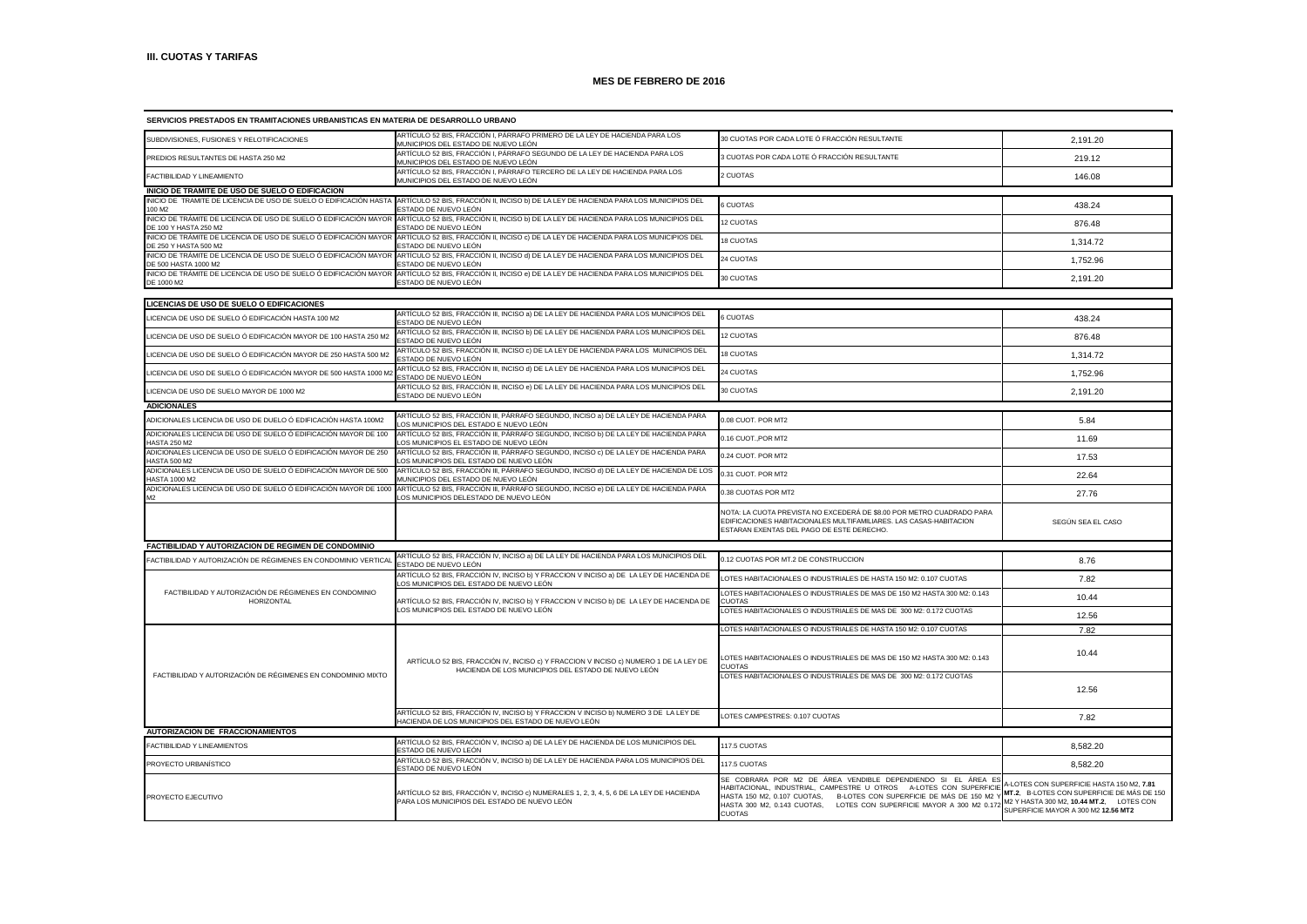**III. CUOTAS Y TARIFAS**

**MES DE FEBRERO DE 2016**

| SERVICIOS PRESTADOS EN TRAMITACIONES URBANISTICAS EN MATERIA DE DESARROLLO URBANO | | | |
|---|---|---|---|
| SUBDIVISIONES, FUSIONES Y RELOTIFICACIONES | ARTÍCULO 52 BIS, FRACCIÓN I, PÁRRAFO PRIMERO DE LA LEY DE HACIENDA PARA LOS MUNICIPIOS DEL ESTADO DE NUEVO LEÓN | 30 CUOTAS POR CADA LOTE Ó FRACCIÓN RESULTANTE | 2,191.20 |
| PREDIOS RESULTANTES DE HASTA 250 M2 | ARTÍCULO 52 BIS, FRACCIÓN I, PÁRRAFO SEGUNDO DE LA LEY DE HACIENDA PARA LOS MUNICIPIOS DEL ESTADO DE NUEVO LEÓN | 3 CUOTAS POR CADA LOTE Ó FRACCIÓN RESULTANTE | 219.12 |
| FACTIBILIDAD Y LINEAMIENTO | ARTÍCULO 52 BIS, FRACCIÓN I, PÁRRAFO TERCERO DE LA LEY DE HACIENDA PARA LOS MUNICIPIOS DEL ESTADO DE NUEVO LEÓN | 2 CUOTAS | 146.08 |
| **INICIO DE TRAMITE DE USO DE SUELO O EDIFICACION** | | | |
| INICIO DE TRAMITE DE LICENCIA DE USO DE SUELO O EDIFICACIÓN HASTA 100 M2 | ARTÍCULO 52 BIS, FRACCIÓN II, INCISO b) DE LA LEY DE HACIENDA PARA LOS MUNICIPIOS DEL ESTADO DE NUEVO LEÓN | 6 CUOTAS | 438.24 |
| INICIO DE TRÁMITE DE LICENCIA DE USO DE SUELO Ó EDIFICACIÓN MAYOR DE 100 Y HASTA 250 M2 | ARTÍCULO 52 BIS, FRACCIÓN II, INCISO b) DE LA LEY DE HACIENDA PARA LOS MUNICIPIOS DEL ESTADO DE NUEVO LEÓN | 12 CUOTAS | 876.48 |
| INICIO DE TRÁMITE DE LICENCIA DE USO DE SUELO Ó EDIFICACIÓN MAYOR DE 250 Y HASTA 500 M2 | ARTÍCULO 52 BIS, FRACCIÓN II, INCISO c) DE LA LEY DE HACIENDA PARA LOS MUNICIPIOS DEL ESTADO DE NUEVO LEÓN | 18 CUOTAS | 1,314.72 |
| INICIO DE TRÁMITE DE LICENCIA DE USO DE SUELO Ó EDIFICACIÓN MAYOR DE 500 HASTA 1000 M2 | ARTÍCULO 52 BIS, FRACCIÓN II, INCISO d) DE LA LEY DE HACIENDA PARA LOS MUNICIPIOS DEL ESTADO DE NUEVO LEÓN | 24 CUOTAS | 1,752.96 |
| INICIO DE TRÁMITE DE LICENCIA DE USO DE SUELO Ó EDIFICACIÓN MAYOR DE 1000 M2 | ARTÍCULO 52 BIS, FRACCIÓN II, INCISO e) DE LA LEY DE HACIENDA PARA LOS MUNICIPIOS DEL ESTADO DE NUEVO LEÓN | 30 CUOTAS | 2,191.20 |

| LICENCIAS DE USO DE SUELO O EDIFICACIONES | | | |
|---|---|---|---|
| LICENCIA DE USO DE SUELO Ó EDIFICACIÓN HASTA 100 M2 | ARTÍCULO 52 BIS, FRACCIÓN III, INCISO a) DE LA LEY DE HACIENDA PARA LOS MUNICIPIOS DEL ESTADO DE NUEVO LEÓN | 6 CUOTAS | 438.24 |
| LICENCIA DE USO DE SUELO Ó EDIFICACIÓN MAYOR DE 100 HASTA 250 M2 | ARTÍCULO 52 BIS, FRACCIÓN III, INCISO b) DE LA LEY DE HACIENDA PARA LOS MUNICIPIOS DEL ESTADO DE NUEVO LEÓN | 12 CUOTAS | 876.48 |
| LICENCIA DE USO DE SUELO Ó EDIFICACIÓN MAYOR DE 250 HASTA 500 M2 | ARTÍCULO 52 BIS, FRACCIÓN III, INCISO c) DE LA LEY DE HACIENDA PARA LOS MUNICIPIOS DEL ESTADO DE NUEVO LEÓN | 18 CUOTAS | 1,314.72 |
| LICENCIA DE USO DE SUELO Ó EDIFICACIÓN MAYOR DE 500 HASTA 1000 M2 | ARTÍCULO 52 BIS, FRACCIÓN III, INCISO d) DE LA LEY DE HACIENDA PARA LOS MUNICIPIOS DEL ESTADO DE NUEVO LEÓN | 24 CUOTAS | 1,752.96 |
| LICENCIA DE USO DE SUELO MAYOR DE 1000 M2 | ARTÍCULO 52 BIS, FRACCIÓN III, INCISO e) DE LA LEY DE HACIENDA PARA LOS MUNICIPIOS DEL ESTADO DE NUEVO LEÓN | 30 CUOTAS | 2,191.20 |
| **ADICIONALES** | | | |
| ADICIONALES LICENCIA DE USO DE DUELO Ó EDIFICACIÓN HASTA 100M2 | ARTÍCULO 52 BIS, FRACCIÓN III, PÁRRAFO SEGUNDO, INCISO a) DE LA LEY DE HACIENDA PARA LOS MUNICIPIOS DEL ESTADO E NUEVO LEÓN | 0.08 CUOT. POR MT2 | 5.84 |
| ADICIONALES LICENCIA DE USO DE SUELO Ó EDIFICACIÓN MAYOR DE 100 HASTA 250 M2 | ARTÍCULO 52 BIS, FRACCIÓN III, PÁRRAFO SEGUNDO, INCISO b) DE LA LEY DE HACIENDA PARA LOS MUNICIPIOS EL ESTADO DE NUEVO LEÓN | 0.16 CUOT.,POR MT2 | 11.69 |
| ADICIONALES LICENCIA DE USO DE SUELO Ó EDIFICACIÓN MAYOR DE 250 HASTA 500 M2 | ARTÍCULO 52 BIS, FRACCIÓN III, PÁRRAFO SEGUNDO, INCISO c) DE LA LEY DE HACIENDA PARA LOS MUNICIPIOS DEL ESTADO DE NUEVO LEÓN | 0.24 CUOT. POR MT2 | 17.53 |
| ADICIONALES LICENCIA DE USO DE SUELO Ó EDIFICACIÓN MAYOR DE 500 HASTA 1000 M2 | ARTÍCULO 52 BIS, FRACCIÓN III, PÁRRAFO SEGUNDO, INCISO d) DE LA LEY DE HACIENDA DE LOS MUNICIPIOS DEL ESTADO DE NUEVO LEÓN | 0.31 CUOT. POR MT2 | 22.64 |
| ADICIONALES LICENCIA DE USO DE SUELO Ó EDIFICACIÓN MAYOR DE 1000 M2 | ARTÍCULO 52 BIS, FRACCIÓN III, PÁRRAFO SEGUNDO, INCISO e) DE LA LEY DE HACIENDA PARA LOS MUNICIPIOS DELESTADO DE NUEVO LEÓN | 0.38 CUOTAS POR MT2 | 27.76 |
| | | NOTA: LA CUOTA PREVISTA NO EXCEDERÁ DE $8.00 POR METRO CUADRADO PARA EDIFICACIONES HABITACIONALES MULTIFAMILIARES. LAS CASAS-HABITACION ESTARAN EXENTAS DEL PAGO DE ESTE DERECHO. | SEGÚN SEA EL CASO |

| FACTIBILIDAD Y AUTORIZACION DE REGIMEN DE CONDOMINIO | | | |
|---|---|---|---|
| FACTIBILIDAD Y AUTORIZACIÓN DE RÉGIMENES EN CONDOMINIO VERTICAL | ARTÍCULO 52 BIS, FRACCIÓN IV, INCISO a) DE LA LEY DE HACIENDA PARA LOS MUNICIPIOS DEL ESTADO DE NUEVO LEÓN | 0.12 CUOTAS POR MT.2 DE CONSTRUCCION | 8.76 |
| FACTIBILIDAD Y AUTORIZACIÓN DE RÉGIMENES EN CONDOMINIO HORIZONTAL | ARTÍCULO 52 BIS, FRACCIÓN IV, INCISO b) Y FRACCION V INCISO a) DE LA LEY DE HACIENDA DE LOS MUNICIPIOS DEL ESTADO DE NUEVO LEÓN | LOTES HABITACIONALES O INDUSTRIALES DE HASTA 150 M2: 0.107 CUOTAS | 7.82 |
| | ARTÍCULO 52 BIS, FRACCIÓN IV, INCISO b) Y FRACCION V INCISO b) DE LA LEY DE HACIENDA DE LOS MUNICIPIOS DEL ESTADO DE NUEVO LEÓN | LOTES HABITACIONALES O INDUSTRIALES DE MAS DE 150 M2 HASTA 300 M2: 0.143 CUOTAS | 10.44 |
| | | LOTES HABITACIONALES O INDUSTRIALES DE MAS DE 300 M2: 0.172 CUOTAS | 12.56 |
| FACTIBILIDAD Y AUTORIZACIÓN DE RÉGIMENES EN CONDOMINIO MIXTO | ARTÍCULO 52 BIS, FRACCIÓN IV, INCISO c) Y FRACCION V INCISO c) NUMERO 1 DE LA LEY DE HACIENDA DE LOS MUNICIPIOS DEL ESTADO DE NUEVO LEÓN | LOTES HABITACIONALES O INDUSTRIALES DE HASTA 150 M2: 0.107 CUOTAS | 7.82 |
| | | LOTES HABITACIONALES O INDUSTRIALES DE MAS DE 150 M2 HASTA 300 M2: 0.143 CUOTAS | 10.44 |
| | | LOTES HABITACIONALES O INDUSTRIALES DE MAS DE 300 M2: 0.172 CUOTAS | 12.56 |
| | ARTÍCULO 52 BIS, FRACCIÓN IV, INCISO b) Y FRACCION V INCISO b) NUMERO 3 DE LA LEY DE HACIENDA DE LOS MUNICIPIOS DEL ESTADO DE NUEVO LEÓN | LOTES CAMPESTRES: 0.107 CUOTAS | 7.82 |
| **AUTORIZACION DE FRACCIONAMIENTOS** | | | |
| FACTIBILIDAD Y LINEAMIENTOS | ARTÍCULO 52 BIS, FRACCIÓN V, INCISO a) DE LA LEY DE HACIENDA DE LOS MUNICIPIOS DEL ESTADO DE NUEVO LEÓN | 117.5 CUOTAS | 8,582.20 |
| PROYECTO URBANÍSTICO | ARTÍCULO 52 BIS, FRACCIÓN V, INCISO b) DE LA LEY DE HACIENDA PARA LOS MUNICIPIOS DEL ESTADO DE NUEVO LEÓN | 117.5 CUOTAS | 8,582.20 |
| PROYECTO EJECUTIVO | ARTÍCULO 52 BIS, FRACCIÓN V, INCISO c) NUMERALES 1, 2, 3, 4, 5, 6 DE LA LEY DE HACIENDA PARA LOS MUNICIPIOS DEL ESTADO DE NUEVO LEÓN | SE COBRARA POR M2 DE ÁREA VENDIBLE DEPENDIENDO SI EL ÁREA ES HABITACIONAL, INDUSTRIAL, CAMPESTRE U OTROS A-LOTES CON SUPERFICIE HASTA 150 M2, 0.107 CUOTAS, B-LOTES CON SUPERFICIE DE MÁS DE 150 M2 Y HASTA 300 M2, 0.143 CUOTAS, LOTES CON SUPERFICIE MAYOR A 300 M2 0.172 CUOTAS | A-LOTES CON SUPERFICIE HASTA 150 M2, **7.81 MT.2**, B-LOTES CON SUPERFICIE DE MÁS DE 150 M2 Y HASTA 300 M2, **10.44 MT.2**, LOTES CON SUPERFICIE MAYOR A 300 M2 **12.56 MT2** |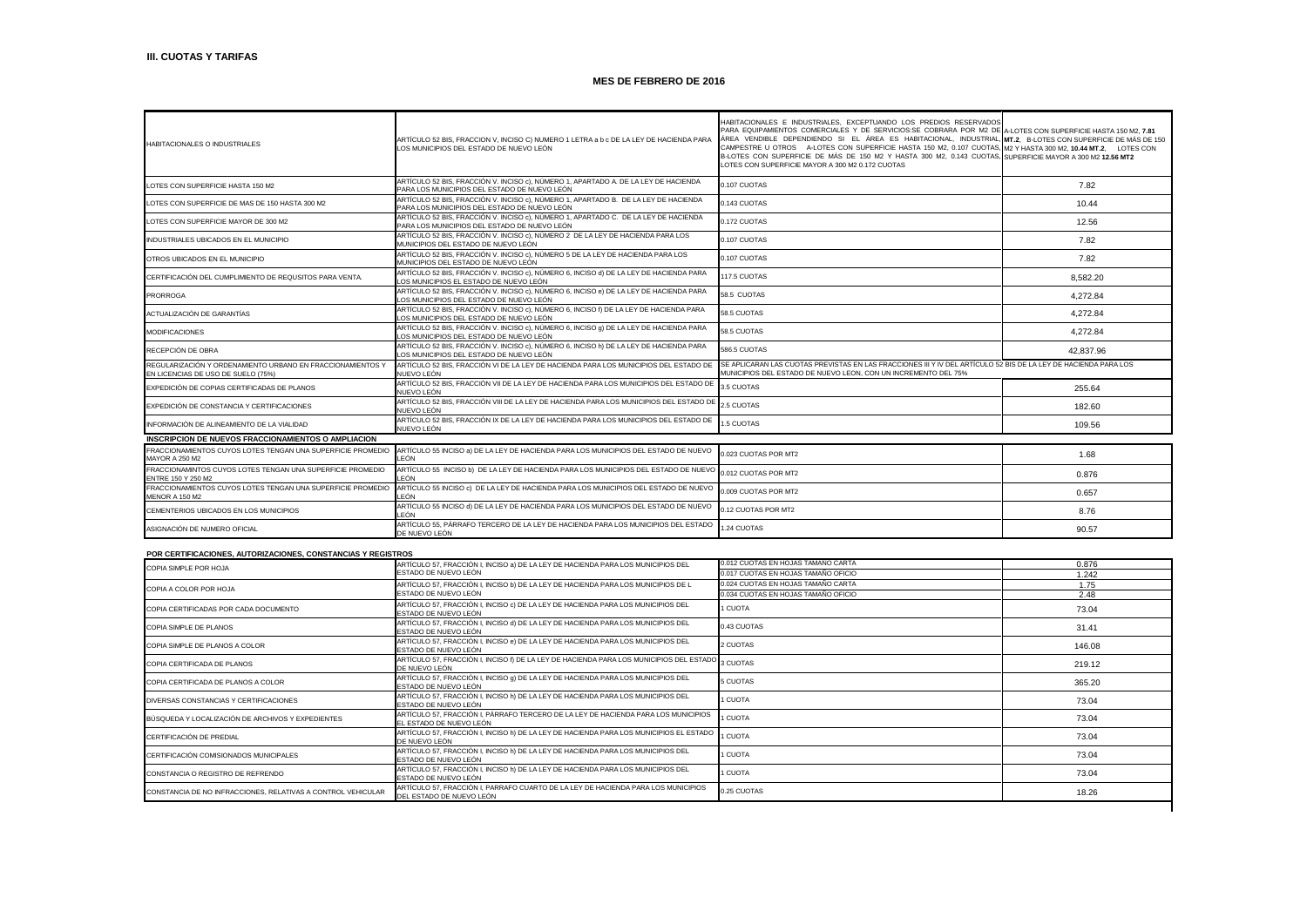**III. CUOTAS Y TARIFAS**

**MES DE FEBRERO DE 2016**

| | | | |
|---|---|---|---|
| HABITACIONALES O INDUSTRIALES | ARTÍCULO 52 BIS, FRACCION V, INCISO C) NUMERO 1 LETRA a b c DE LA LEY DE HACIENDA PARA LOS MUNICIPIOS DEL ESTADO DE NUEVO LEÓN | HABITACIONALES E INDUSTRIALES, EXCEPTUANDO LOS PREDIOS RESERVADOS PARA EQUIPAMIENTOS COMERCIALES Y DE SERVICIOS:SE COBRARA POR M2 DE ÁREA VENDIBLE DEPENDIENDO SI EL ÁREA ES HABITACIONAL, INDUSTRIAL, CAMPESTRE U OTROS A-LOTES CON SUPERFICIE HASTA 150 M2, 0.107 CUOTAS, B-LOTES CON SUPERFICIE DE MÁS DE 150 M2 Y HASTA 300 M2, 0.143 CUOTAS, LOTES CON SUPERFICIE MAYOR A 300 M2 0.172 CUOTAS | A-LOTES CON SUPERFICIE HASTA 150 M2, **7.81 MT.2**, B-LOTES CON SUPERFICIE DE MÁS DE 150 M2 Y HASTA 300 M2, **10.44 MT.2**, LOTES CON SUPERFICIE MAYOR A 300 M2 **12.56 MT2** |
| LOTES CON SUPERFICIE HASTA 150 M2 | ARTÍCULO 52 BIS, FRACCIÓN V. INCISO c), NÚMERO 1, APARTADO A. DE LA LEY DE HACIENDA PARA LOS MUNICIPIOS DEL ESTADO DE NUEVO LEÓN | 0.107 CUOTAS | 7.82 |
| LOTES CON SUPERFICIE DE MAS DE 150 HASTA 300 M2 | ARTÍCULO 52 BIS, FRACCIÓN V. INCISO c), NÚMERO 1, APARTADO B. DE LA LEY DE HACIENDA PARA LOS MUNICIPIOS DEL ESTADO DE NUEVO LEÓN | 0.143 CUOTAS | 10.44 |
| LOTES CON SUPERFICIE MAYOR DE 300 M2 | ARTÍCULO 52 BIS, FRACCIÓN V. INCISO c), NÚMERO 1, APARTADO C. DE LA LEY DE HACIENDA PARA LOS MUNICIPIOS DEL ESTADO DE NUEVO LEÓN | 0.172 CUOTAS | 12.56 |
| INDUSTRIALES UBICADOS EN EL MUNICIPIO | ARTÍCULO 52 BIS, FRACCIÓN V. INCISO c), NÚMERO 2 DE LA LEY DE HACIENDA PARA LOS MUNICIPIOS DEL ESTADO DE NUEVO LEÓN | 0.107 CUOTAS | 7.82 |
| OTROS UBICADOS EN EL MUNICIPIO | ARTÍCULO 52 BIS, FRACCIÓN V. INCISO c), NÚMERO 5 DE LA LEY DE HACIENDA PARA LOS MUNICIPIOS DEL ESTADO DE NUEVO LEÓN | 0.107 CUOTAS | 7.82 |
| CERTIFICACIÓN DEL CUMPLIMIENTO DE REQUSITOS PARA VENTA. | ARTÍCULO 52 BIS, FRACCIÓN V. INCISO c), NÚMERO 6, INCISO d) DE LA LEY DE HACIENDA PARA LOS MUNICIPIOS EL ESTADO DE NUEVO LEÓN | 117.5 CUOTAS | 8,582.20 |
| PRORROGA | ARTÍCULO 52 BIS, FRACCIÓN V. INCISO c), NÚMERO 6, INCISO e) DE LA LEY DE HACIENDA PARA LOS MUNICIPIOS DEL ESTADO DE NUEVO LEÓN | 58.5 CUOTAS | 4,272.84 |
| ACTUALIZACIÓN DE GARANTÍAS | ARTÍCULO 52 BIS, FRACCIÓN V. INCISO c), NÚMERO 6, INCISO f) DE LA LEY DE HACIENDA PARA LOS MUNICIPIOS DEL ESTADO DE NUEVO LEÓN | 58.5 CUOTAS | 4,272.84 |
| MODIFICACIONES | ARTÍCULO 52 BIS, FRACCIÓN V. INCISO c), NÚMERO 6, INCISO g) DE LA LEY DE HACIENDA PARA LOS MUNICIPIOS DEL ESTADO DE NUEVO LEÓN | 58.5 CUOTAS | 4,272.84 |
| RECEPCIÓN DE OBRA | ARTÍCULO 52 BIS, FRACCIÓN V. INCISO c), NÚMERO 6, INCISO h) DE LA LEY DE HACIENDA PARA LOS MUNICIPIOS DEL ESTADO DE NUEVO LEÓN | 586.5 CUOTAS | 42,837.96 |
| REGULARIZACIÓN Y ORDENAMIENTO URBANO EN FRACCIONAMIENTOS Y EN LICENCIAS DE USO DE SUELO (75%) | ARTÍCULO 52 BIS, FRACCIÓN VI DE LA LEY DE HACIENDA PARA LOS MUNICIPIOS DEL ESTADO DE NUEVO LEÓN | SE APLICARAN LAS CUOTAS PREVISTAS EN LAS FRACCIONES III Y IV DEL ARTÍCULO 52 BIS DE LA LEY DE HACIENDA PARA LOS MUNICIPIOS DEL ESTADO DE NUEVO LEON, CON UN INCREMENTO DEL 75% | |
| EXPEDICIÓN DE COPIAS CERTIFICADAS DE PLANOS | ARTÍCULO 52 BIS, FRACCIÓN VII DE LA LEY DE HACIENDA PARA LOS MUNICIPIOS DEL ESTADO DE NUEVO LEÓN | 3.5 CUOTAS | 255.64 |
| EXPEDICIÓN DE CONSTANCIA Y CERTIFICACIONES | ARTÍCULO 52 BIS, FRACCIÓN VIII DE LA LEY DE HACIENDA PARA LOS MUNICIPIOS DEL ESTADO DE NUEVO LEÓN | 2.5 CUOTAS | 182.60 |
| INFORMACIÓN DE ALINEAMIENTO DE LA VIALIDAD | ARTÍCULO 52 BIS, FRACCIÓN IX DE LA LEY DE HACIENDA PARA LOS MUNICIPIOS DEL ESTADO DE NUEVO LEÓN | 1.5 CUOTAS | 109.56 |
| **INSCRIPCION DE NUEVOS FRACCIONAMIENTOS O AMPLIACION** | | | |
| FRACCIONAMIENTOS CUYOS LOTES TENGAN UNA SUPERFICIE PROMEDIO MAYOR A 250 M2 | ARTÍCULO 55 INCISO a) DE LA LEY DE HACIENDA PARA LOS MUNICIPIOS DEL ESTADO DE NUEVO LEÓN | 0.023 CUOTAS POR MT2 | 1.68 |
| FRACCIONAMINTOS CUYOS LOTES TENGAN UNA SUPERFICIE PROMEDIO ENTRE 150 Y 250 M2 | ARTÍCULO 55 INCISO b) DE LA LEY DE HACIENDA PARA LOS MUNICIPIOS DEL ESTADO DE NUEVO LEÓN | 0.012 CUOTAS POR MT2 | 0.876 |
| FRACCIONAMIENTOS CUYOS LOTES TENGAN UNA SUPERFICIE PROMEDIO MENOR A 150 M2 | ARTÍCULO 55 INCISO c) DE LA LEY DE HACIENDA PARA LOS MUNICIPIOS DEL ESTADO DE NUEVO LEÓN | 0.009 CUOTAS POR MT2 | 0.657 |
| CEMENTERIOS UBICADOS EN LOS MUNICIPIOS | ARTÍCULO 55 INCISO d) DE LA LEY DE HACIENDA PARA LOS MUNICIPIOS DEL ESTADO DE NUEVO LEÓN | 0.12 CUOTAS POR MT2 | 8.76 |
| ASIGNACIÓN DE NUMERO OFICIAL | ARTÍCULO 55, PÁRRAFO TERCERO DE LA LEY DE HACIENDA PARA LOS MUNICIPIOS DEL ESTADO DE NUEVO LEÓN | 1.24 CUOTAS | 90.57 |

**POR CERTIFICACIONES, AUTORIZACIONES, CONSTANCIAS Y REGISTROS**

| | | | |
|---|---|---|---|
| COPIA SIMPLE POR HOJA | ARTÍCULO 57, FRACCIÓN I, INCISO a) DE LA LEY DE HACIENDA PARA LOS MUNICIPIOS DEL ESTADO DE NUEVO LEÓN | 0.012 CUOTAS EN HOJAS TAMAÑO CARTA | 0.876 |
| | | 0.017 CUOTAS EN HOJAS TAMAÑO OFICIO | 1.242 |
| COPIA A COLOR POR HOJA | ARTÍCULO 57, FRACCIÓN I, INCISO b) DE LA LEY DE HACIENDA PARA LOS MUNICIPIOS DE L ESTADO DE NUEVO LEÓN | 0.024 CUOTAS EN HOJAS TAMAÑO CARTA | 1.75 |
| | | 0.034 CUOTAS EN HOJAS TAMAÑO OFICIO | 2.48 |
| COPIA CERTIFICADAS POR CADA DOCUMENTO | ARTÍCULO 57, FRACCIÓN I, INCISO c) DE LA LEY DE HACIENDA PARA LOS MUNICIPIOS DEL ESTADO DE NUEVO LEÓN | 1 CUOTA | 73.04 |
| COPIA SIMPLE DE PLANOS | ARTÍCULO 57, FRACCIÓN I, INCISO d) DE LA LEY DE HACIENDA PARA LOS MUNICIPIOS DEL ESTADO DE NUEVO LEÓN | 0.43 CUOTAS | 31.41 |
| COPIA SIMPLE DE PLANOS A COLOR | ARTÍCULO 57, FRACCIÓN I, INCISO e) DE LA LEY DE HACIENDA PARA LOS MUNICIPIOS DEL ESTADO DE NUEVO LEÓN | 2 CUOTAS | 146.08 |
| COPIA CERTIFICADA DE PLANOS | ARTÍCULO 57, FRACCIÓN I, INCISO f) DE LA LEY DE HACIENDA PARA LOS MUNICIPIOS DEL ESTADO DE NUEVO LEÓN | 3 CUOTAS | 219.12 |
| COPIA CERTIFICADA DE PLANOS A COLOR | ARTÍCULO 57, FRACCIÓN I, INCISO g) DE LA LEY DE HACIENDA PARA LOS MUNICIPIOS DEL ESTADO DE NUEVO LEÓN | 5 CUOTAS | 365.20 |
| DIVERSAS CONSTANCIAS Y CERTIFICACIONES | ARTÍCULO 57, FRACCIÓN I, INCISO h) DE LA LEY DE HACIENDA PARA LOS MUNICIPIOS DEL ESTADO DE NUEVO LEÓN | 1 CUOTA | 73.04 |
| BÚSQUEDA Y LOCALIZACIÓN DE ARCHIVOS Y EXPEDIENTES | ARTÍCULO 57, FRACCIÓN I, PÁRRAFO TERCERO DE LA LEY DE HACIENDA PARA LOS MUNICIPIOS EL ESTADO DE NUEVO LEÓN | 1 CUOTA | 73.04 |
| CERTIFICACIÓN DE PREDIAL | ARTÍCULO 57, FRACCIÓN I, INCISO h) DE LA LEY DE HACIENDA PARA LOS MUNICIPIOS EL ESTADO DE NUEVO LEÓN | 1 CUOTA | 73.04 |
| CERTIFICACIÓN COMISIONADOS MUNICIPALES | ARTÍCULO 57, FRACCIÓN I, INCISO h) DE LA LEY DE HACIENDA PARA LOS MUNICIPIOS DEL ESTADO DE NUEVO LEÓN | 1 CUOTA | 73.04 |
| CONSTANCIA O REGISTRO DE REFRENDO | ARTÍCULO 57, FRACCIÓN I, INCISO h) DE LA LEY DE HACIENDA PARA LOS MUNICIPIOS DEL ESTADO DE NUEVO LEÓN | 1 CUOTA | 73.04 |
| CONSTANCIA DE NO INFRACCIONES, RELATIVAS A CONTROL VEHICULAR | ARTÍCULO 57, FRACCIÓN I, PARRAFO CUARTO DE LA LEY DE HACIENDA PARA LOS MUNICIPIOS DEL ESTADO DE NUEVO LEÓN | 0.25 CUOTAS | 18.26 |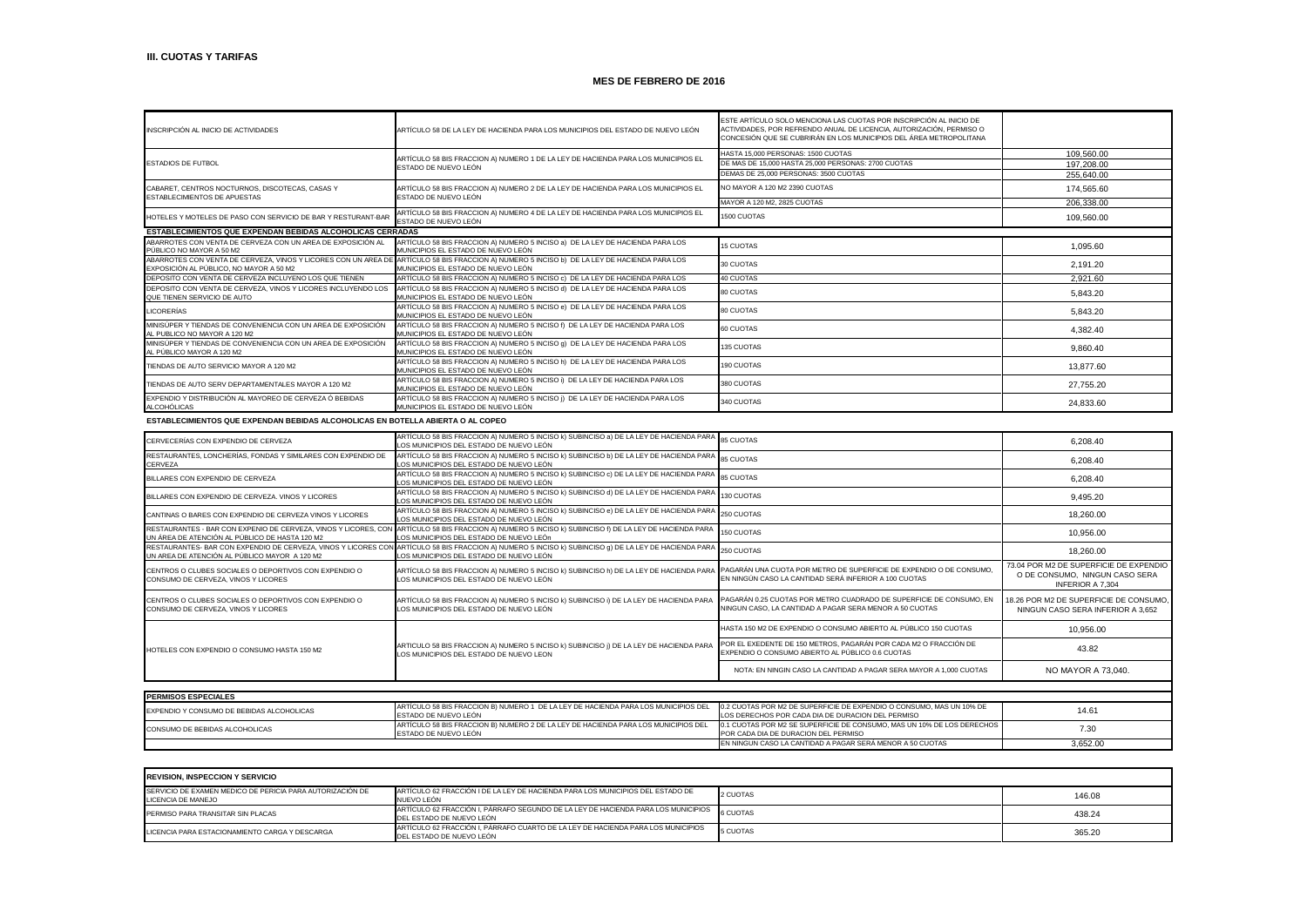### III. CUOTAS Y TARIFAS

## MES DE FEBRERO DE 2016

| | | | |
|---|---|---|---|
| INSCRIPCIÓN AL INICIO DE ACTIVIDADES | ARTÍCULO 58 DE LA LEY DE HACIENDA PARA LOS MUNICIPIOS DEL ESTADO DE NUEVO LEÓN | ESTE ARTÍCULO SOLO MENCIONA LAS CUOTAS POR INSCRIPCIÓN AL INICIO DE ACTIVIDADES, POR REFRENDO ANUAL DE LICENCIA, AUTORIZACIÓN, PERMISO O CONCESIÓN QUE SE CUBRIRÁN EN LOS MUNICIPIOS DEL ÁREA METROPOLITANA | |
| ESTADIOS DE FUTBOL | ARTÍCULO 58 BIS FRACCION A) NUMERO 1 DE LA LEY DE HACIENDA PARA LOS MUNICIPIOS EL ESTADO DE NUEVO LEÓN | HASTA 15,000 PERSONAS: 1500 CUOTAS | 109,560.00 |
| | | DE MAS DE 15,000 HASTA 25,000 PERSONAS: 2700 CUOTAS | 197,208.00 |
| | | DEMAS DE 25,000 PERSONAS: 3500 CUOTAS | 255,640.00 |
| CABARET, CENTROS NOCTURNOS, DISCOTECAS, CASAS Y ESTABLECIMIENTOS DE APUESTAS | ARTÍCULO 58 BIS FRACCION A) NUMERO 2 DE LA LEY DE HACIENDA PARA LOS MUNICIPIOS EL ESTADO DE NUEVO LEÓN | NO MAYOR A 120 M2 2390 CUOTAS | 174,565.60 |
| | | MAYOR A 120 M2, 2825 CUOTAS | 206,338.00 |
| HOTELES Y MOTELES DE PASO CON SERVICIO DE BAR Y RESTURANT-BAR | ARTÍCULO 58 BIS FRACCION A) NUMERO 4 DE LA LEY DE HACIENDA PARA LOS MUNICIPIOS EL ESTADO DE NUEVO LEÓN | 1500 CUOTAS | 109,560.00 |
| **ESTABLECIMIENTOS QUE EXPENDAN BEBIDAS ALCOHOLICAS CERRADAS** | | | |
| ABARROTES CON VENTA DE CERVEZA CON UN AREA DE EXPOSICIÓN AL PÚBLICO NO MAYOR A 50 M2 | ARTÍCULO 58 BIS FRACCION A) NUMERO 5 INCISO a) DE LA LEY DE HACIENDA PARA LOS MUNICIPIOS EL ESTADO DE NUEVO LEÓN | 15 CUOTAS | 1,095.60 |
| ABARROTES CON VENTA DE CERVEZA, VINOS Y LICORES CON UN AREA DE EXPOSICIÓN AL PÚBLICO, NO MAYOR A 50 M2 | ARTÍCULO 58 BIS FRACCION A) NUMERO 5 INCISO b) DE LA LEY DE HACIENDA PARA LOS MUNICIPIOS EL ESTADO DE NUEVO LEÓN | 30 CUOTAS | 2,191.20 |
| DEPOSITO CON VENTA DE CERVEZA INCLUYENO LOS QUE TIENEN | ARTÍCULO 58 BIS FRACCION A) NUMERO 5 INCISO c) DE LA LEY DE HACIENDA PARA LOS | 40 CUOTAS | 2,921.60 |
| DEPOSITO CON VENTA DE CERVEZA, VINOS Y LICORES INCLUYENDO LOS QUE TIENEN SERVICIO DE AUTO | ARTÍCULO 58 BIS FRACCION A) NUMERO 5 INCISO d) DE LA LEY DE HACIENDA PARA LOS MUNICIPIOS EL ESTADO DE NUEVO LEÓN | 80 CUOTAS | 5,843.20 |
| LICORERÍAS | ARTÍCULO 58 BIS FRACCION A) NUMERO 5 INCISO e) DE LA LEY DE HACIENDA PARA LOS MUNICIPIOS EL ESTADO DE NUEVO LEÓN | 80 CUOTAS | 5,843.20 |
| MINISÚPER Y TIENDAS DE CONVENIENCIA CON UN AREA DE EXPOSICIÓN AL PUBLICO NO MAYOR A 120 M2 | ARTÍCULO 58 BIS FRACCION A) NUMERO 5 INCISO f) DE LA LEY DE HACIENDA PARA LOS MUNICIPIOS EL ESTADO DE NUEVO LEÓN | 60 CUOTAS | 4,382.40 |
| MINISÚPER Y TIENDAS DE CONVENIENCIA CON UN AREA DE EXPOSICIÓN AL PÚBLICO MAYOR A 120 M2 | ARTÍCULO 58 BIS FRACCION A) NUMERO 5 INCISO g) DE LA LEY DE HACIENDA PARA LOS MUNICIPIOS EL ESTADO DE NUEVO LEÓN | 135 CUOTAS | 9,860.40 |
| TIENDAS DE AUTO SERVICIO MAYOR A 120 M2 | ARTÍCULO 58 BIS FRACCION A) NUMERO 5 INCISO h) DE LA LEY DE HACIENDA PARA LOS MUNICIPIOS EL ESTADO DE NUEVO LEÓN | 190 CUOTAS | 13,877.60 |
| TIENDAS DE AUTO SERV DEPARTAMENTALES MAYOR A 120 M2 | ARTÍCULO 58 BIS FRACCION A) NUMERO 5 INCISO i) DE LA LEY DE HACIENDA PARA LOS MUNICIPIOS EL ESTADO DE NUEVO LEÓN | 380 CUOTAS | 27,755.20 |
| EXPENDIO Y DISTRIBUCIÓN AL MAYOREO DE CERVEZA Ó BEBIDAS ALCOHÓLICAS | ARTÍCULO 58 BIS FRACCION A) NUMERO 5 INCISO j) DE LA LEY DE HACIENDA PARA LOS MUNICIPIOS EL ESTADO DE NUEVO LEÓN | 340 CUOTAS | 24,833.60 |

**ESTABLECIMIENTOS QUE EXPENDAN BEBIDAS ALCOHOLICAS EN BOTELLA ABIERTA O AL COPEO**

| | | | |
|---|---|---|---|
| CERVECERÍAS CON EXPENDIO DE CERVEZA | ARTÍCULO 58 BIS FRACCION A) NUMERO 5 INCISO k) SUBINCISO a) DE LA LEY DE HACIENDA PARA LOS MUNICIPIOS DEL ESTADO DE NUEVO LEÓN | 85 CUOTAS | 6,208.40 |
| RESTAURANTES, LONCHERÍAS, FONDAS Y SIMILARES CON EXPENDIO DE CERVEZA | ARTÍCULO 58 BIS FRACCION A) NUMERO 5 INCISO k) SUBINCISO b) DE LA LEY DE HACIENDA PARA LOS MUNICIPIOS DEL ESTADO DE NUEVO LEÓN | 85 CUOTAS | 6,208.40 |
| BILLARES CON EXPENDIO DE CERVEZA | ARTÍCULO 58 BIS FRACCION A) NUMERO 5 INCISO k) SUBINCISO c) DE LA LEY DE HACIENDA PARA LOS MUNICIPIOS DEL ESTADO DE NUEVO LEÓN | 85 CUOTAS | 6,208.40 |
| BILLARES CON EXPENDIO DE CERVEZA. VINOS Y LICORES | ARTÍCULO 58 BIS FRACCION A) NUMERO 5 INCISO k) SUBINCISO d) DE LA LEY DE HACIENDA PARA LOS MUNICIPIOS DEL ESTADO DE NUEVO LEÓN | 130 CUOTAS | 9,495.20 |
| CANTINAS O BARES CON EXPENDIO DE CERVEZA VINOS Y LICORES | ARTÍCULO 58 BIS FRACCION A) NUMERO 5 INCISO k) SUBINCISO e) DE LA LEY DE HACIENDA PARA LOS MUNICIPIOS DEL ESTADO DE NUEVO LEÓN | 250 CUOTAS | 18,260.00 |
| RESTAURANTES - BAR CON EXPENIO DE CERVEZA, VINOS Y LICORES, CON UN ÁREA DE ATENCIÓN AL PÚBLICO DE HASTA 120 M2 | ARTÍCULO 58 BIS FRACCION A) NUMERO 5 INCISO k) SUBINCISO f) DE LA LEY DE HACIENDA PARA LOS MUNICIPIOS DEL ESTADO DE NUEVO LEÓn | 150 CUOTAS | 10,956.00 |
| RESTAURANTES- BAR CON EXPENDIO DE CERVEZA, VINOS Y LICORES CON UN AREA DE ATENCIÓN AL PÚBLICO MAYOR A 120 M2 | ARTÍCULO 58 BIS FRACCION A) NUMERO 5 INCISO k) SUBINCISO g) DE LA LEY DE HACIENDA PARA LOS MUNICIPIOS DEL ESTADO DE NUEVO LEÓN | 250 CUOTAS | 18,260.00 |
| CENTROS O CLUBES SOCIALES O DEPORTIVOS CON EXPENDIO O CONSUMO DE CERVEZA, VINOS Y LICORES | ARTÍCULO 58 BIS FRACCION A) NUMERO 5 INCISO k) SUBINCISO h) DE LA LEY DE HACIENDA PARA LOS MUNICIPIOS DEL ESTADO DE NUEVO LEÓN | PAGARÁN UNA CUOTA POR METRO DE SUPERFICIE DE EXPENDIO O DE CONSUMO, EN NINGÚN CASO LA CANTIDAD SERÁ INFERIOR A 100 CUOTAS | 73.04 POR M2 DE SUPERFICIE DE EXPENDIO O DE CONSUMO, NINGUN CASO SERA INFERIOR A 7,304 |
| CENTROS O CLUBES SOCIALES O DEPORTIVOS CON EXPENDIO O CONSUMO DE CERVEZA, VINOS Y LICORES | ARTÍCULO 58 BIS FRACCION A) NUMERO 5 INCISO k) SUBINCISO i) DE LA LEY DE HACIENDA PARA LOS MUNICIPIOS DEL ESTADO DE NUEVO LEÓN | PAGARÁN 0.25 CUOTAS POR METRO CUADRADO DE SUPERFICIE DE CONSUMO, EN NINGUN CASO, LA CANTIDAD A PAGAR SERA MENOR A 50 CUOTAS | 18.26 POR M2 DE SUPERFICIE DE CONSUMO, NINGUN CASO SERA INFERIOR A 3,652 |
| HOTELES CON EXPENDIO O CONSUMO HASTA 150 M2 | ARTICULO 58 BIS FRACCION A) NUMERO 5 INCISO k) SUBINCISO j) DE LA LEY DE HACIENDA PARA LOS MUNICIPIOS DEL ESTADO DE NUEVO LEON | HASTA 150 M2 DE EXPENDIO O CONSUMO ABIERTO AL PÚBLICO 150 CUOTAS | 10,956.00 |
| | | POR EL EXEDENTE DE 150 METROS, PAGARÁN POR CADA M2 O FRACCIÓN DE EXPENDIO O CONSUMO ABIERTO AL PÚBLICO 0.6 CUOTAS | 43.82 |
| | | NOTA: EN NINGIN CASO LA CANTIDAD A PAGAR SERA MAYOR A 1,000 CUOTAS | NO MAYOR A 73,040. |

| PERMISOS ESPECIALES | | | |
|---|---|---|---|
| EXPENDIO Y CONSUMO DE BEBIDAS ALCOHOLICAS | ARTÍCULO 58 BIS FRACCION B) NUMERO 1 DE LA LEY DE HACIENDA PARA LOS MUNICIPIOS DEL ESTADO DE NUEVO LEÓN | 0.2 CUOTAS POR M2 DE SUPERFICIE DE EXPENDIO O CONSUMO, MAS UN 10% DE LOS DERECHOS POR CADA DIA DE DURACION DEL PERMISO | 14.61 |
| CONSUMO DE BEBIDAS ALCOHOLICAS | ARTÍCULO 58 BIS FRACCION B) NUMERO 2 DE LA LEY DE HACIENDA PARA LOS MUNICIPIOS DEL ESTADO DE NUEVO LEÓN | 0.1 CUOTAS POR M2 SE SUPERFICIE DE CONSUMO, MAS UN 10% DE LOS DERECHOS POR CADA DIA DE DURACION DEL PERMISO | 7.30 |
| | | EN NINGUN CASO LA CANTIDAD A PAGAR SERÁ MENOR A 50 CUOTAS | 3,652.00 |

| REVISION, INSPECCION Y SERVICIO | | | |
|---|---|---|---|
| SERVICIO DE EXAMEN MEDICO DE PERICIA PARA AUTORIZACIÓN DE LICENCIA DE MANEJO | ARTÍCULO 62 FRACCIÓN I DE LA LEY DE HACIENDA PARA LOS MUNICIPIOS DEL ESTADO DE NUEVO LEÓN | 2 CUOTAS | 146.08 |
| PERMISO PARA TRANSITAR SIN PLACAS | ARTÍCULO 62 FRACCIÓN I, PÁRRAFO SEGUNDO DE LA LEY DE HACIENDA PARA LOS MUNICIPIOS DEL ESTADO DE NUEVO LEÓN | 6 CUOTAS | 438.24 |
| LICENCIA PARA ESTACIONAMIENTO CARGA Y DESCARGA | ARTÍCULO 62 FRACCIÓN I, PÁRRAFO CUARTO DE LA LEY DE HACIENDA PARA LOS MUNICIPIOS DEL ESTADO DE NUEVO LEÓN | 5 CUOTAS | 365.20 |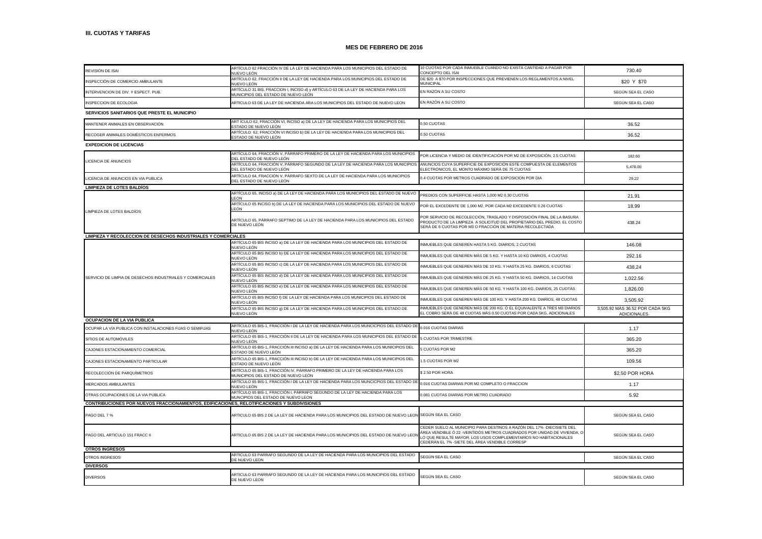**III. CUOTAS Y TARIFAS**

**MES DE FEBRERO DE 2016**

| | | | |
|---|---|---|---|
| REVISIÓN DE ISAI | ARTÍCULO 62 FRACCIÓN IV DE LA LEY DE HACIENDA PARA LOS MUNICIPIOS DEL ESTADO DE NUEVO LEÓN | 10 CUOTAS POR CADA INMUEBLE CUANDO NO EXISTA CANTIDAD A PAGAR POR CONCEPTO DEL ISAI | 730.40 |
| INSPECCIÓN DE COMERCIO AMBULANTE | ARTÍCULO 62, FRACCIÓN II DE LA LEY DE HACIENDA PARA LOS MUNICIPIOS DEL ESTADO DE NUEVO LEÓN | DE $20 A $70 POR INSPECCIONES QUE PREVIENEN LOS REGLAMENTOS A NIVEL MUNICIPAL | $20 Y $70 |
| INTERVENCION DE DIV. Y ESPECT. PUB. | ARTÍCULO 31 BIS, FRACCION I, INCISO d) y ARTÍCULO 63 DE LA LEY DE HACIENDA PARA LOS MUNICIPIOS DEL ESTADO DE NUEVO LEÓN | EN RAZÓN A SU COSTO | SEGÚN SEA EL CASO |
| INSPECCION DE ECOLOGIA | ARTICULO 63 DE LA LEY DE HACIENDA ARA LOS MUNICIPIOS DEL ESTADO DE NUEVO LEON | EN RAZÓN A SU COSTO | SEGÚN SEA EL CASO |
| **SERVICIOS SANITARIOS QUE PRESTE EL MUNICIPIO** | | | |
| MANTENER ANIMALES EN OBSERVACIÓN | ART ÍCULO 62, FRACCIÓN VI, INCISO a) DE LA LEY DE HACIENDA PARA LOS MUNICIPIOS DEL ESTADO DE NUEVO LEÓN | 0.50 CUOTAS | 36.52 |
| RECOGER ANIMALES DOMÉSTICOS ENFERMOS | ARTÍCULO 62, FRACCIÓN VI INCISO b) DE LA LEY DE HACIENDA PARA LOS MUNICIPIOS DEL ESTADO DE NUEVO LEÓN | 0.50 CUOTAS | 36.52 |
| **EXPEDICION DE LICENCIAS** | | | |
| LICENCIA DE ANUNCIOS | ARTÍCULO 64, FRACCIÓN V, PÁRRAFO PRIMERO DE LA LEY DE HACIENDA PARA LOS MUNICIPIOS DEL ESTADO DE NUEVO LEÓN | POR LICENCIA Y MEDIO DE IDENTIFICACIÓN POR M2 DE EXPOSICIÓN, 2.5 CUOTAS | 182.60 |
| | ARTÍCULO 64, FRACCIÓN V, PÁRRAFO SEGUNDO DE LA LEY DE HACIENDA PARA LOS MUNICIPIOS DEL ESTADO DE NUEVO LEÓN | ANUNCIOS CUYA SUPERFICIE DE EXPOSICIÓN ESTE COMPUESTA DE ELEMENTOS ELECTRÓNICOS, EL MONTO MÁXIMO SERÁ DE 75 CUOTAS | 5,478.00 |
| LICENCIA DE ANUNCIOS EN VIA PUBLICA | ARTÍCULO 64, FRACCIÓN V, PÁRRAFO SEXTO DE LA LEY DE HACIENDA PARA LOS MUNICIPIOS DEL ESTADO DE NUEVO LEÓN | 0.4 CUOTAS POR METROS CUADRADO DE EXPOSICION POR DIA | 29.22 |
| **LIMPIEZA DE LOTES BALDÍOS** | | | |
| LIMPIEZA DE LOTES BALDÍOS | ARTÍCULO 65, INCISO a) DE LA LEY DE HACIENDA PARA LOS MUNICIPIOS DEL ESTADO DE NUEVO LEÓN | PREDIOS CON SUPERFICIE HASTA 1,000 M2 0.30 CUOTAS | 21.91 |
| | ARTÍCULO 65 INCISO b) DE LA LEY DE HACIENDA PARA LOS MUNICIPIOS DEL ESTADO DE NUEVO LEÓN | POR EL EXCEDENTE DE 1,000 M2, POR CADA M2 EXCEDENTE 0.26 CUOTAS | 18.99 |
| | ARTÍCULO 65, PÁRRAFO SEPTIMO DE LA LEY DE HACIENDA PARA LOS MUNICIPIOS DEL ESTADO DE NUEVO LEÓN | POR SERVICIO DE RECOLECCIÓN, TRASLADO Y DISPOSICIÓN FINAL DE LA BASURA PRODUCTO DE LA LIMPIEZA A SOLICITUD DEL PROPIETARIO DEL PREDIO, EL COSTO SERÁ DE 6 CUOTAS POR M3 O FRACCIÓN DE MATERIA RECOLECTADA | 438.24 |
| **LIMPIEZA Y RECOLECCION DE DESECHOS INDUSTRIALES Y COMERCIALES** | | | |
| SERVICIO DE LIMPIA DE DESECHOS INDUSTRIALES Y COMERCIALES | ARTÍCULO 65 BIS INCISO a) DE LA LEY DE HACIENDA PARA LOS MUNICIPIOS DEL ESTADO DE NUEVO LEÓN | INMUEBLES QUE GENEREN HASTA 5 KG. DIARIOS, 2 CUOTAS | 146.08 |
| | ARTÍCULO 65 BIS INCISO b) DE LA LEY DE HACIENDA PARA LOS MUNICIPIOS DEL ESTADO DE NUEVO LEÓN | INMUEBLES QUE GENEREN MÁS DE 5 KG. Y HASTA 10 KG DIARIOS, 4 CUOTAS | 292.16 |
| | ARTÍCULO 65 BIS INCISO c) DE LA LEY DE HACIENDA PARA LOS MUNICIPIOS DEL ESTADO DE NUEVO LEÓN | INMUEBLES QUE GENEREN MÁS DE 10 KG. Y HASTA 25 KG. DIARIOS, 6 CUOTAS | 438.24 |
| | ARTÍCULO 65 BIS INCISO d) DE LA LEY DE HACIENDA PARA LOS MUNICIPIOS DEL ESTADO DE NUEVO LEÓN | INMUEBLES QUE GENEREN MÁS DE 25 KG. Y HASTA 50 KG. DIARIOS, 14 CUOTAS | 1,022.56 |
| | ARTÍCULO 65 BIS INCISO e) DE LA LEY DE HACIENDA PARA LOS MUNICIPIOS DEL ESTADO DE NUEVO LEÓN | INMUEBLES QUE GENEREN MÁS DE 50 KG. Y HASTA 100 KG. DIARIOS, 25 CUOTAS | 1,826.00 |
| | ARTÍCULO 65 BIS INCISO f) DE LA LEY DE HACIENDA PARA LOS MUNICIPIOS DEL ESTADO DE NUEVO LEÓN | INMUEBLES QUE GENEREN MÁS DE 100 KG. Y HASTA 200 KG. DIARIOS, 48 CUOTAS | 3,505.92 |
| | ARTÍCULO 65 BIS INCISO g) DE LA LEY DE HACIENDA PARA LOS MUNICIPIOS DEL ESTADO DE NUEVO LEÓN | INMUEBLES QUE GENEREN MÁS DE 200 KG. Ó EL EQUIVALENTE A TRES M3 DIARIOS EL COBRO SERÁ DE 48 CUOTAS MÁS 0.50 CUOTAS POR CADA 5KG. ADICIONALES | 3,505.92 MÁS 36.52 POR CADA 5KG ADICIONALES |
| **OCUPACION DE LA VIA PUBLICA** | | | |
| OCUPAR LA VÍA PUBLICA CON INSTALACIONES FIJAS O SEMIFIJAS | ARTÍCULO 65 BIS-1, FRACCIÓN I DE LA LEY DE HACIENDA PARA LOS MUNCICPIOS DEL ESTADO DE NUEVO LEÓN | 0.016 CUOTAS DIARIAS | 1.17 |
| SITIOS DE AUTOMÓVILES | ARTÍCULO 65 BIS-1, FRACCIÓN II DE LA LEY DE HACIENDA PARA LOS MUNICIPIOS DEL ESTADO DE NUEVO LEÓN | 5 CUOTAS POR TRIMESTRE | 365.20 |
| CAJONES ESTACIONAMIENTO COMERCIAL | ARTÍCULO 65 BIS-1, FRACCIÓN III INCISO a) DE LA LEY DE HACIENDA PARA LOS MUNICIPIOS DEL ESTADO DE NUEVO LEÓN | 5 CUOTAS POR M2 | 365.20 |
| CAJONES ESTACIONAMIENTO PARTICULAR | ARTÍCULO 65 BIS-1, FRACCIÓN III INCISO b) DE LA LEY DE HACIENDA PARA LOS MUNICIPIOS DEL ESTADO DE NUEVO LEÓN | 1.5 CUOTAS POR M2 | 109.56 |
| RECOLECCIÓN DE PARQUÍMETROS | ARTÍCULO 65 BIS-1, FRACCIÓN IV, PÁRRAFO PRIMERO DE LA LEY DE HACIENDA PARA LOS MUNICIPIOS DEL ESTADO DE NUEVO LEÓN | $ 2.50 POR HORA | $2.50 POR HORA |
| MERCADOS AMBULANTES | ARTÍCULO 65 BIS-1, FRACCIÓN I DE LA LEY DE HACIENDA PARA LOS MUNCICPIOS DEL ESTADO DE NUEVO LEÓN | 0.016 CUOTAS DIARIAS POR M2 COMPLETO O FRACCION | 1.17 |
| OTRAS OCUPACIONES DE LA VIA PUBLICA | ARTÍCULO 65 BIS-1, FRACCIÓN I, PÁRRAFO SEGUNDO DE LA LEY DE HACIENDA PARA LOS MUNCIPIOS DEL ESTADO DE NUEVO LEON | 0.081 CUOTAS DIARIAS POR METRO CUADRADO | 5.92 |
| **CONTRIBUCIONES POR NUEVOS FRACCIONAMIENTOS, EDIFICACIONES, RELOTIFICACIONES Y SUBDIVISIONES** | | | |
| PAGO DEL 7 % | ARTICULO 65 BIS 2 DE LA LEY DE HACIENDA PARA LOS MUNICIPIOS DEL ESTADO DE NUEVO LEON | SEGÚN SEA EL CASO | SEGÚN SEA EL CASO |
| PAGO DEL ARTICULO 151 FRACC II | ARTICULO 65 BIS 2 DE LA LEY DE HACIENDA PARA LOS MUNICIPIOS DEL ESTADO DE NUEVO LEON | CEDER SUELO AL MUNICIPIO PARA DESTINOS A RAZÓN DEL 17% -DIECISIETE DEL ÁREA VENDIBLE Ó 22 -VEINTIDÓS METROS CUADRADOS POR UNIDAD DE VIVIENDA, O LO QUE RESULTE MAYOR. LOS USOS COMPLEMENTARIOS NO HABITACIONALES CEDERÁN EL 7% -SIETE DEL ÁREA VENDIBLE CORRESP | SEGÚN SEA EL CASO |
| **OTROS INGRESOS** | | | |
| OTROS INGRESOS | ARTICULO 63 PARRAFO SEGUNDO DE LA LEY DE HACIENDA PARA LOS MUNICIPIOS DEL ESTADO DE NUEVO LEON | SEGÚN SEA EL CASO | SEGÚN SEA EL CASO |
| **DIVERSOS** | | | |
| DIVERSOS | ARTICULO 63 PARRAFO SEGUNDO DE LA LEY DE HACIENDA PARA LOS MUNICIPIOS DEL ESTADO DE NUEVO LEON | SEGÚN SEA EL CASO | SEGÚN SEA EL CASO |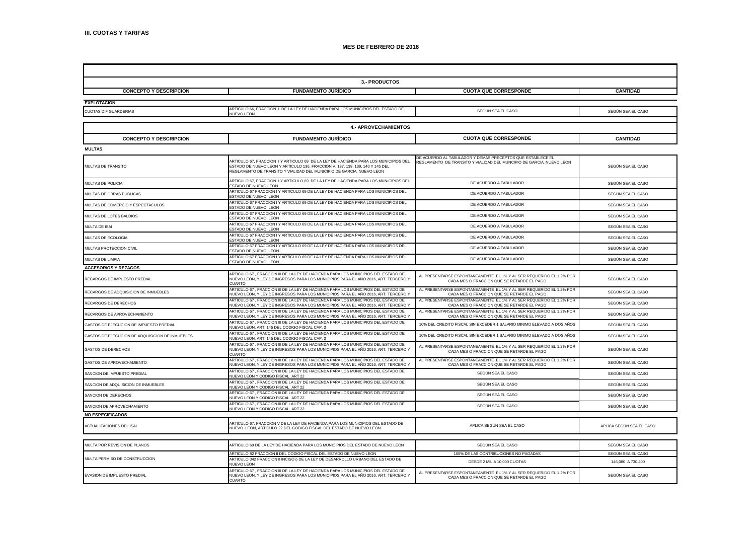**III. CUOTAS Y TARIFAS**

**MES DE FEBRERO DE 2016**

| 3.- PRODUCTOS | | | |
|---|---|---|---|
| **CONCEPTO Y DESCRIPCION** | **FUNDAMENTO JURÍDICO** | **CUOTA QUE CORRESPONDE** | **CANTIDAD** |
| **EXPLOTACION** | | | |
| CUOTAS DIF GUARDERIAS | ARTICULO 66, FRACCION I DE LA LEY DE HACIENDA PARA LOS MUNICIPIOS DEL ESTADO DE NUEVO LEON | SEGÚN SEA EL CASO | SEGÚN SEA EL CASO |

| 4.- APROVECHAMIENTOS | | | |
|---|---|---|---|
| **CONCEPTO Y DESCRIPCION** | **FUNDAMENTO JURÍDICO** | **CUOTA QUE CORRESPONDE** | **CANTIDAD** |
| **MULTAS** | | | |
| MULTAS DE TRANSITO | ARTICULO 67, FRACCION I Y ARTICULO 69 DE LA LEY DE HACIENDA PARA LOS MUNICIPIOS DEL ESTADO DE NUEVO LEON Y ARTICULO 136, FRACCION V, 137, 138, 139, 140 Y 145 DEL REGLAMENTO DE TRANSITO Y VIALIDAD DEL MUNICIPIO DE GARCIA, NUEVO LEON | DE ACUERDO AL TABULADOR Y DEMAS PRECEPTOS QUE ESTABLECE EL REGLAMENTO DE TRANSITO Y VIALIDAD DEL MUNCIPIO DE GARCIA, NUEVO LEON | SEGÚN SEA EL CASO |
| MULTAS DE POLICIA | ARTICULO 67, FRACCION I Y ARTICULO 69 DE LA LEY DE HACIENDA PARA LOS MUNICIPIOS DEL ESTADO DE NUEVO LEON | DE ACUERDO A TABULADOR | SEGÚN SEA EL CASO |
| MULTAS DE OBRAS PUBLICAS | ARTICULO 67 FRACCION I Y ARTICULO 69 DE LA LEY DE HACIENDA PARA LOS MUNICIPIOS DEL ESTADO DE NUEVO LEON | DE ACUERDO A TABULADOR | SEGÚN SEA EL CASO |
| MULTAS DE COMERCIO Y ESPECTACULOS | ARTICULO 67 FRACCION I Y ARTICULO 69 DE LA LEY DE HACIENDA PARA LOS MUNICIPIOS DEL ESTADO DE NUEVO LEON | DE ACUERDO A TABULADOR | SEGÚN SEA EL CASO |
| MULTAS DE LOTES BALDIOS | ARTICULO 67 FRACCION I Y ARTICULO 69 DE LA LEY DE HACIENDA PARA LOS MUNICIPIOS DEL ESTADO DE NUEVO LEON | DE ACUERDO A TABULADOR | SEGÚN SEA EL CASO |
| MULTA DE ISAI | ARTICULO 67 FRACCION I Y ARTICULO 69 DE LA LEY DE HACIENDA PARA LOS MUNICIPIOS DEL ESTADO DE NUEVO LEON | DE ACUERDO A TABULADOR | SEGÚN SEA EL CASO |
| MULTAS DE ECOLOGIA | ARTICULO 67 FRACCION I Y ARTICULO 69 DE LA LEY DE HACIENDA PARA LOS MUNICIPIOS DEL ESTADO DE NUEVO LEON | DE ACUERDO A TABULADOR | SEGÚN SEA EL CASO |
| MULTAS PROTECCION CIVIL | ARTICULO 67 FRACCION I Y ARTICULO 69 DE LA LEY DE HACIENDA PARA LOS MUNICIPIOS DEL ESTADO DE NUEVO LEON | DE ACUERDO A TABULADOR | SEGÚN SEA EL CASO |
| MULTAS DE LIMPIA | ARTICULO 67 FRACCION I Y ARTICULO 69 DE LA LEY DE HACIENDA PARA LOS MUNICIPIOS DEL ESTADO DE NUEVO LEON | DE ACUERDO A TABULADOR | SEGÚN SEA EL CASO |
| **ACCESORIOS Y REZAGOS** | | | |
| RECARGOS DE IMPUESTO PREDIAL | ARTICULO 67 , FRACCION III DE LA LEY DE HACIENDA PARA LOS MUNICIPIOS DEL ESTADO DE NUEVO LEON, Y LEY DE INGRESOS PARA LOS MUNICIPIOS PARA EL AÑO 2016, ART. TERCERO Y CUARTO | AL PRESENTARSE ESPONTANEAMENTE EL 1% Y AL SER REQUERIDO EL 1.2% POR CADA MES O FRACCION QUE SE RETARDE EL PAGO | SEGÚN SEA EL CASO |
| RECARGOS DE ADQUISICION DE INMUEBLES | ARTICULO 67 , FRACCION III DE LA LEY DE HACIENDA PARA LOS MUNICIPIOS DEL ESTADO DE NUEVO LEON, Y LEY DE INGRESOS PARA LOS MUNICIPIOS PARA EL AÑO 2016, ART. TERCERO Y | AL PRESENTARSE ESPONTANEAMENTE EL 1% Y AL SER REQUERIDO EL 1.2% POR CADA MES O FRACCION QUE SE RETARDE EL PAGO | SEGÚN SEA EL CASO |
| RECARGOS DE DERECHOS | ARTICULO 67 , FRACCION III DE LA LEY DE HACIENDA PARA LOS MUNICIPIOS DEL ESTADO DE NUEVO LEON, Y LEY DE INGRESOS PARA LOS MUNICIPIOS PARA EL AÑO 2016, ART. TERCERO Y | AL PRESENTARSE ESPONTANEAMENTE EL 1% Y AL SER REQUERIDO EL 1.2% POR CADA MES O FRACCION QUE SE RETARDE EL PAGO | SEGÚN SEA EL CASO |
| RECARGOS DE APROVECHAMIENTO | ARTICULO 67 , FRACCION III DE LA LEY DE HACIENDA PARA LOS MUNICIPIOS DEL ESTADO DE NUEVO LEON, Y LEY DE INGRESOS PARA LOS MUNICIPIOS PARA EL AÑO 2016, ART. TERCERO Y | AL PRESENTARSE ESPONTANEAMENTE EL 1% Y AL SER REQUERIDO EL 1.2% POR CADA MES O FRACCION QUE SE RETARDE EL PAGO | SEGÚN SEA EL CASO |
| GASTOS DE EJECUCION DE IMPUESTO PREDIAL | ARTICULO 67 , FRACCION III DE LA LEY DE HACIENDA PARA LOS MUNICIPIOS DEL ESTADO DE NUEVO LEON, ART. 145 DEL CODIGO FISCAL CAP. 3 | 10% DEL CREDITO FISCAL SIN EXCEDER 1 SALARIO MINIMO ELEVADO A DOS AÑOS | SEGÚN SEA EL CASO |
| GASTOS DE EJECUCION DE ADQUISICION DE INMUEBLES | ARTICULO 67 , FRACCION III DE LA LEY DE HACIENDA PARA LOS MUNICIPIOS DEL ESTADO DE NUEVO LEON, ART. 145 DEL CODIGO FISCAL CAP. 3 | 10% DEL CREDITO FISCAL SIN EXCEDER 1 SALARIO MINIMO ELEVADO A DOS AÑOS | SEGÚN SEA EL CASO |
| GASTOS DE DERECHOS | ARTICULO 67 , FRACCION III DE LA LEY DE HACIENDA PARA LOS MUNICIPIOS DEL ESTADO DE NUEVO LEON, Y LEY DE INGRESOS PARA LOS MUNICIPIOS PARA EL AÑO 2016, ART. TERCERO Y CUARTO | AL PRESENTARSE ESPONTANEAMENTE EL 1% Y AL SER REQUERIDO EL 1.2% POR CADA MES O FRACCION QUE SE RETARDE EL PAGO | SEGÚN SEA EL CASO |
| GASTOS DE APROVECHAMIENTO | ARTICULO 67 , FRACCION III DE LA LEY DE HACIENDA PARA LOS MUNICIPIOS DEL ESTADO DE NUEVO LEON, Y LEY DE INGRESOS PARA LOS MUNICIPIOS PARA EL AÑO 2016, ART. TERCERO Y | AL PRESENTARSE ESPONTANEAMENTE EL 1% Y AL SER REQUERIDO EL 1.2% POR CADA MES O FRACCION QUE SE RETARDE EL PAGO | SEGÚN SEA EL CASO |
| SANCION DE IMPUESTO PREDIAL | ARTICULO 67 , FRACCION III DE LA LEY DE HACIENDA PARA LOS MUNICIPIOS DEL ESTADO DE NUEVO LEON Y CODIGO FISCAL ART 22 | SEGÚN SEA EL CASO | SEGÚN SEA EL CASO |
| SANCION DE ADQUISICION DE INMUEBLES | ARTICULO 67 , FRACCION III DE LA LEY DE HACIENDA PARA LOS MUNICIPIOS DEL ESTADO DE NUEVO LEON Y CODIGO FISCAL ART 22 | SEGÚN SEA EL CASO | SEGÚN SEA EL CASO |
| SANCION DE DERECHOS | ARTICULO 67 , FRACCION III DE LA LEY DE HACIENDA PARA LOS MUNICIPIOS DEL ESTADO DE NUEVO LEON Y CODIGO FISCAL ART 22 | SEGÚN SEA EL CASO | SEGÚN SEA EL CASO |
| SANCION DE APROVECHAMIENTO | ARTICULO 67 , FRACCION III DE LA LEY DE HACIENDA PARA LOS MUNICIPIOS DEL ESTADO DE NUEVO LEON Y CODIGO FISCAL ART 22 | SEGÚN SEA EL CASO | SEGÚN SEA EL CASO |
| **NO ESPECIFICADOS** | | | |
| ACTUALIZACIONES DEL ISAI | ARTICULO 67, FRACCION V DE LA LEY DE HACIENDA PARA LOS MUNICIPIOS DEL ESTADO DE NUEVO LEON, ARTICULO 22 DEL CODIGO FISCAL DEL ESTADO DE NUEVO LEON | APLICA SEGÚN SEA EL CASO | APLICA SEGÚN SEA EL CASO |
| MULTA POR REVISION DE PLANOS | ARTICULO 69 DE LA LEY DE HACIENDA PARA LOS MUNICIPIOS DEL ESTADO DE NUEVO LEON | SEGÚN SEA EL CASO | SEGÚN SEA EL CASO |
| MULTA PERMISO DE CONSTRUCCION | ARTICULO 82 FRACCION II DEL CODIGO FISCAL DEL ESTADO DE NUEVO LEON | 100% DE LAS CONTRIBUCIONES NO PAGADAS | SEGÚN SEA EL CASO |
| | ARTICULO 342 FRACCION II INCISO i) DE LA LEY DE DESARROLLO URBANO DEL ESTADO DE NUEVO LEON | DESDE 2 MIL A 10,000 CUOTAS | 146,080 A 730,400 |
| EVASION DE IMPUESTO PREDIAL | ARTICULO 67 , FRACCION III DE LA LEY DE HACIENDA PARA LOS MUNICIPIOS DEL ESTADO DE NUEVO LEON, Y LEY DE INGRESOS PARA LOS MUNICIPIOS PARA EL AÑO 2016, ART. TERCERO Y CUARTO | AL PRESENTARSE ESPONTANEAMENTE EL 1% Y AL SER REQUERIDO EL 1.2% POR CADA MES O FRACCION QUE SE RETARDE EL PAGO | SEGÚN SEA EL CASO |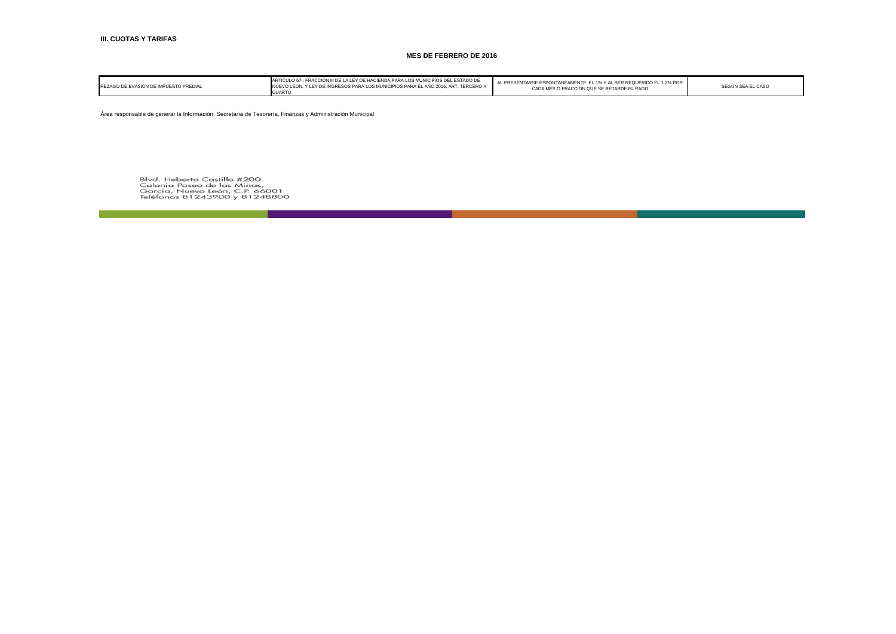**III. CUOTAS Y TARIFAS**

**MES DE FEBRERO DE 2016**

| | | | |
|---|---|---|---|
| REZAGO DE EVASION DE IMPUESTO PREDIAL | ARTICULO 67 , FRACCION III DE LA LEY DE HACIENDA PARA LOS MUNICIPIOS DEL ESTADO DE NUEVO LEON, Y LEY DE INGRESOS PARA LOS MUNICIPIOS PARA EL AÑO 2016, ART. TERCERO Y CUARTO | AL PRESENTARSE ESPONTANEAMENTE EL 1% Y AL SER REQUERIDO EL 1.2% POR CADA MES O FRACCION QUE SE RETARDE EL PAGO | SEGÚN SEA EL CASO |

Área responsable de generar la Información: Secretaría de Tesorería, Finanzas y Administración Municipal

Blvd. Heberto Castillo #200
Colonia Paseo de las Minas,
García, Nuevo León, C.P. 66001
Teléfonos 81243900 y 81248800